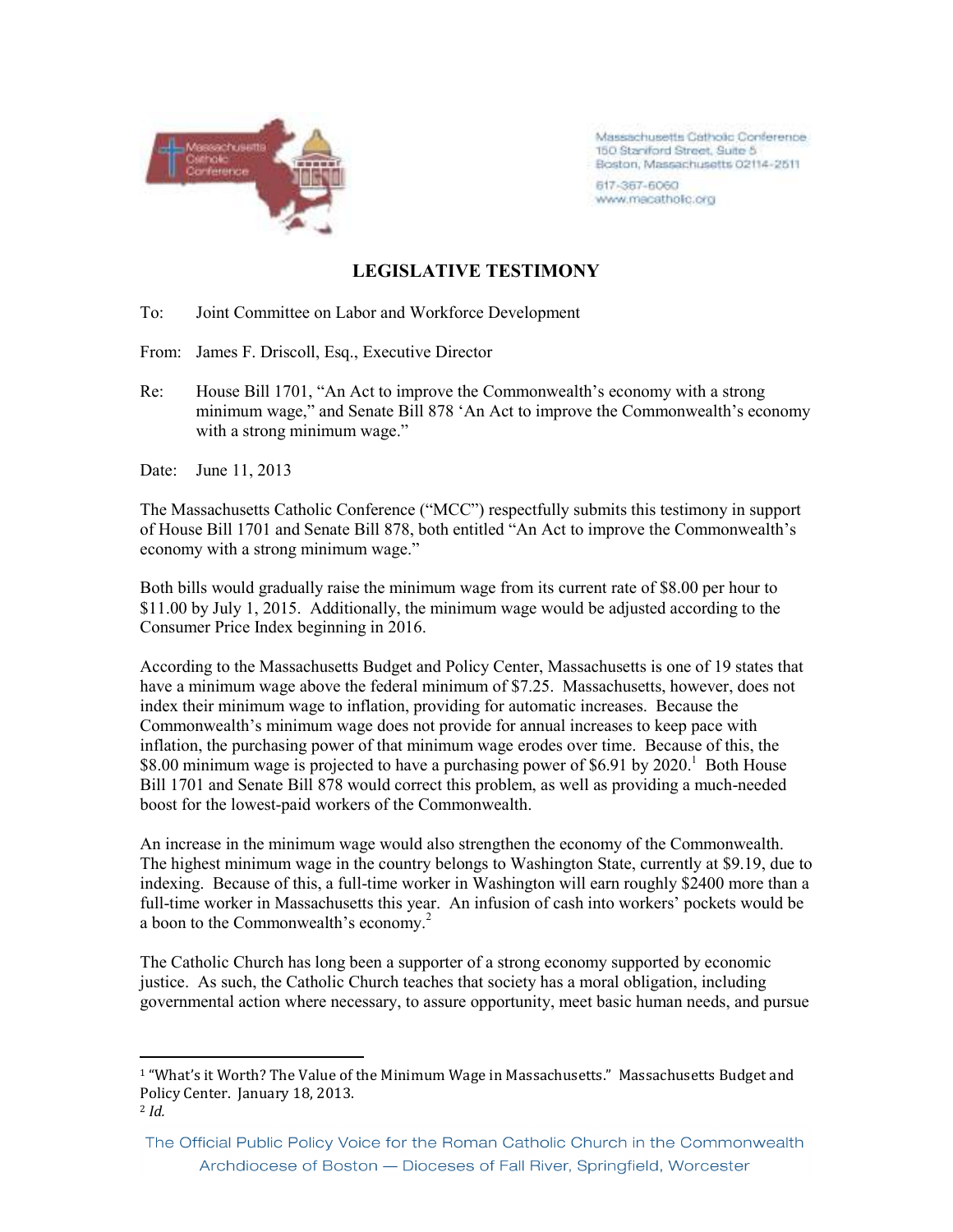Massachusetts Catholic Conference
150 Staniford Street, Suite 5
Boston, Massachusetts 02114-2511
617-367-6060
www.macatholic.org

## LEGISLATIVE TESTIMONY

To: Joint Committee on Labor and Workforce Development

From: James F. Driscoll, Esq., Executive Director

Re: House Bill 1701, "An Act to improve the Commonwealth's economy with a strong minimum wage," and Senate Bill 878 'An Act to improve the Commonwealth's economy with a strong minimum wage."

Date: June 11, 2013

The Massachusetts Catholic Conference ("MCC") respectfully submits this testimony in support of House Bill 1701 and Senate Bill 878, both entitled "An Act to improve the Commonwealth's economy with a strong minimum wage."

Both bills would gradually raise the minimum wage from its current rate of $8.00 per hour to $11.00 by July 1, 2015. Additionally, the minimum wage would be adjusted according to the Consumer Price Index beginning in 2016.

According to the Massachusetts Budget and Policy Center, Massachusetts is one of 19 states that have a minimum wage above the federal minimum of $7.25. Massachusetts, however, does not index their minimum wage to inflation, providing for automatic increases. Because the Commonwealth's minimum wage does not provide for annual increases to keep pace with inflation, the purchasing power of that minimum wage erodes over time. Because of this, the $8.00 minimum wage is projected to have a purchasing power of $6.91 by 2020.[1] Both House Bill 1701 and Senate Bill 878 would correct this problem, as well as providing a much-needed boost for the lowest-paid workers of the Commonwealth.

An increase in the minimum wage would also strengthen the economy of the Commonwealth. The highest minimum wage in the country belongs to Washington State, currently at $9.19, due to indexing. Because of this, a full-time worker in Washington will earn roughly $2400 more than a full-time worker in Massachusetts this year. An infusion of cash into workers' pockets would be a boon to the Commonwealth's economy.[2]

The Catholic Church has long been a supporter of a strong economy supported by economic justice. As such, the Catholic Church teaches that society has a moral obligation, including governmental action where necessary, to assure opportunity, meet basic human needs, and pursue

---

[1] "What's it Worth? The Value of the Minimum Wage in Massachusetts." Massachusetts Budget and Policy Center. January 18, 2013.

[2] *Id.*

The Official Public Policy Voice for the Roman Catholic Church in the Commonwealth
Archdiocese of Boston — Dioceses of Fall River, Springfield, Worcester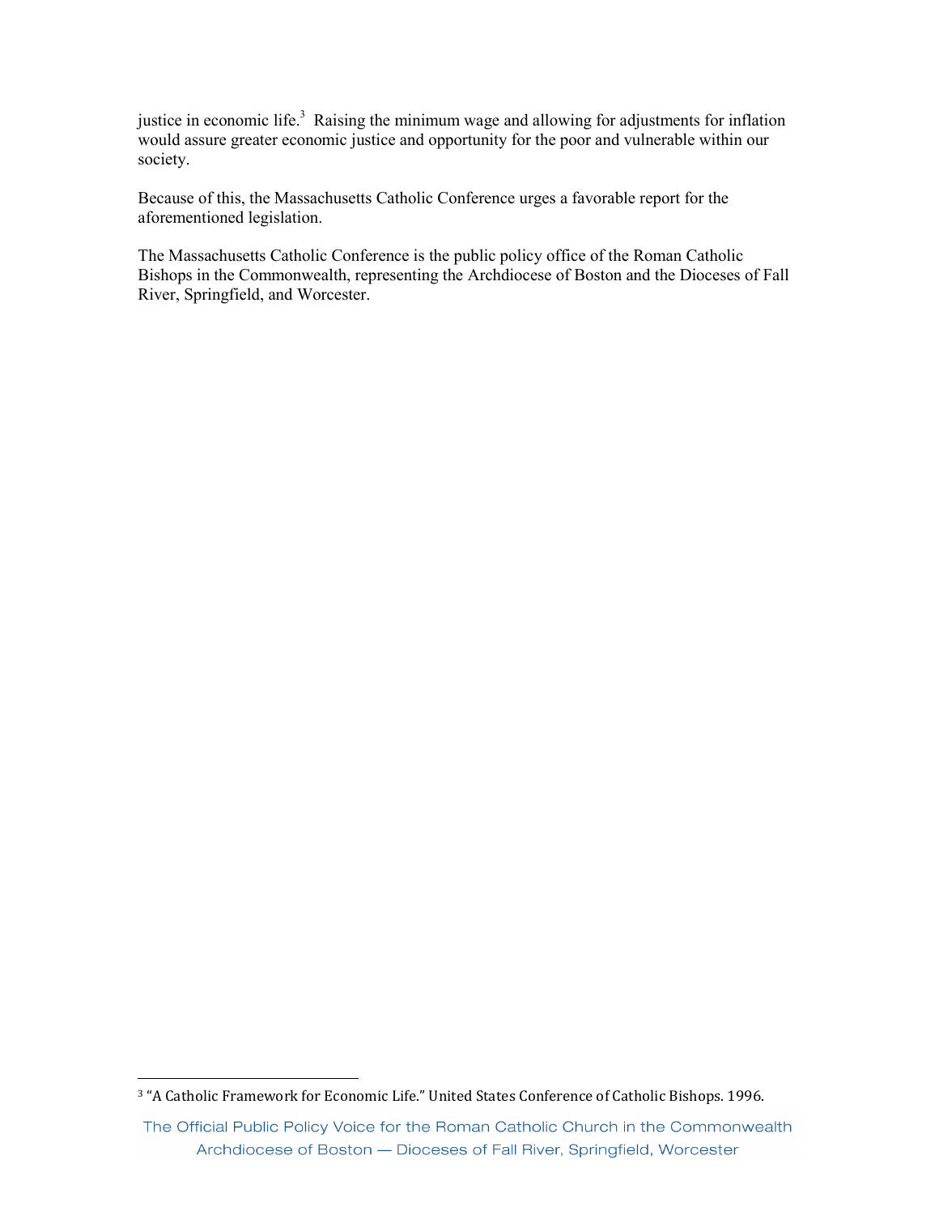justice in economic life.[3] Raising the minimum wage and allowing for adjustments for inflation would assure greater economic justice and opportunity for the poor and vulnerable within our society.

Because of this, the Massachusetts Catholic Conference urges a favorable report for the aforementioned legislation.

The Massachusetts Catholic Conference is the public policy office of the Roman Catholic Bishops in the Commonwealth, representing the Archdiocese of Boston and the Dioceses of Fall River, Springfield, and Worcester.

---

[3] "A Catholic Framework for Economic Life." United States Conference of Catholic Bishops. 1996.